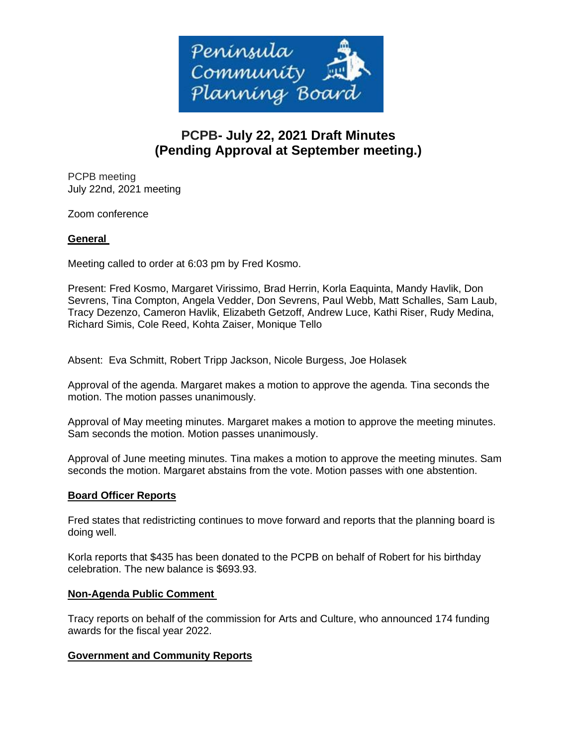# PCPB- July 22, 2021 Draft Minutes
# (Pending Approval at September meeting.)

PCPB meeting
July 22nd, 2021 meeting

Zoom conference

## General

Meeting called to order at 6:03 pm by Fred Kosmo.

Present: Fred Kosmo, Margaret Virissimo, Brad Herrin, Korla Eaquinta, Mandy Havlik, Don Sevrens, Tina Compton, Angela Vedder, Don Sevrens, Paul Webb, Matt Schalles, Sam Laub, Tracy Dezenzo, Cameron Havlik, Elizabeth Getzoff, Andrew Luce, Kathi Riser, Rudy Medina, Richard Simis, Cole Reed, Kohta Zaiser, Monique Tello

Absent: Eva Schmitt, Robert Tripp Jackson, Nicole Burgess, Joe Holasek

Approval of the agenda. Margaret makes a motion to approve the agenda. Tina seconds the motion. The motion passes unanimously.

Approval of May meeting minutes. Margaret makes a motion to approve the meeting minutes. Sam seconds the motion. Motion passes unanimously.

Approval of June meeting minutes. Tina makes a motion to approve the meeting minutes. Sam seconds the motion. Margaret abstains from the vote. Motion passes with one abstention.

## Board Officer Reports

Fred states that redistricting continues to move forward and reports that the planning board is doing well.

Korla reports that $435 has been donated to the PCPB on behalf of Robert for his birthday celebration. The new balance is $693.93.

## Non-Agenda Public Comment

Tracy reports on behalf of the commission for Arts and Culture, who announced 174 funding awards for the fiscal year 2022.

## Government and Community Reports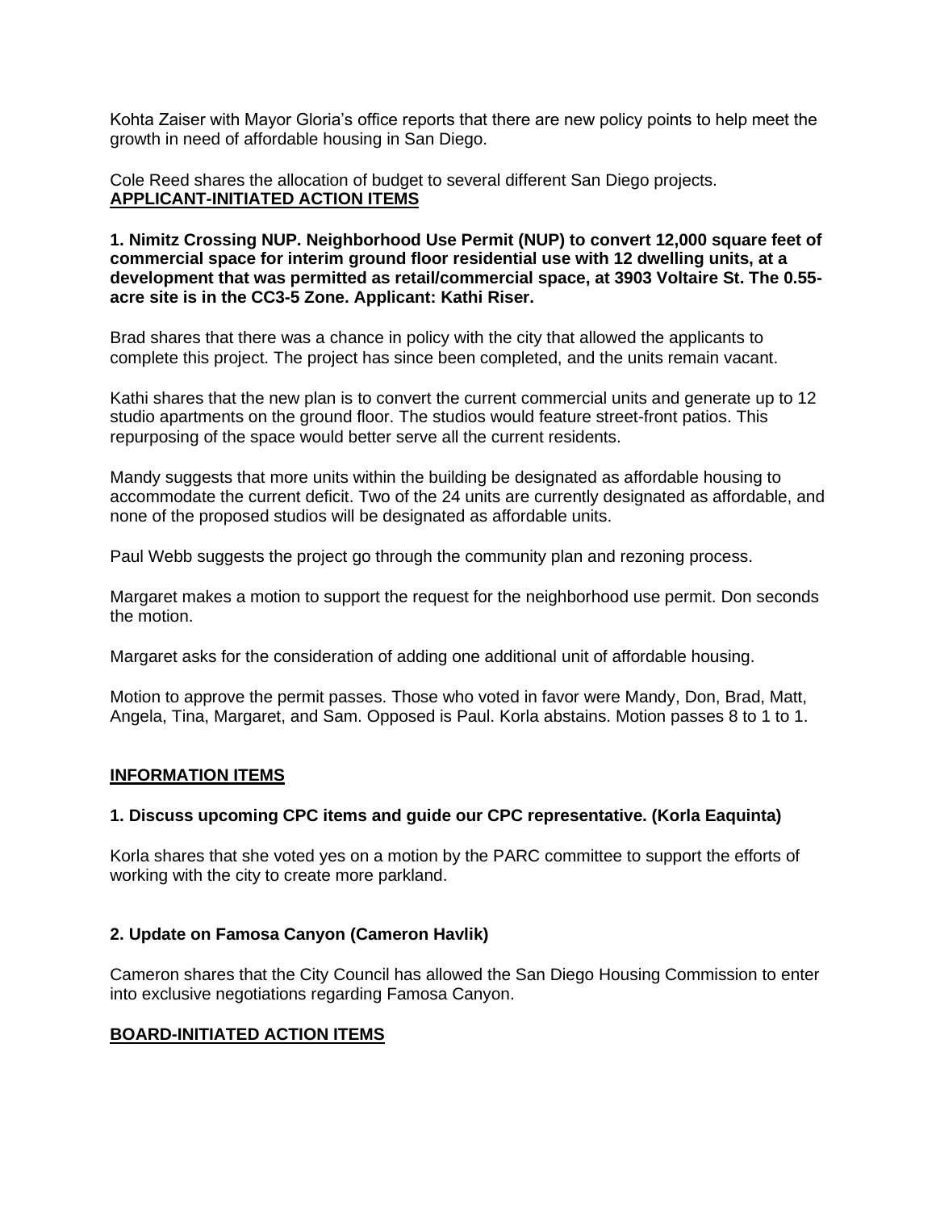Kohta Zaiser with Mayor Gloria's office reports that there are new policy points to help meet the growth in need of affordable housing in San Diego.

Cole Reed shares the allocation of budget to several different San Diego projects.

**APPLICANT-INITIATED ACTION ITEMS**

**1. Nimitz Crossing NUP. Neighborhood Use Permit (NUP) to convert 12,000 square feet of commercial space for interim ground floor residential use with 12 dwelling units, at a development that was permitted as retail/commercial space, at 3903 Voltaire St. The 0.55-acre site is in the CC3-5 Zone. Applicant: Kathi Riser.**

Brad shares that there was a chance in policy with the city that allowed the applicants to complete this project. The project has since been completed, and the units remain vacant.

Kathi shares that the new plan is to convert the current commercial units and generate up to 12 studio apartments on the ground floor. The studios would feature street-front patios. This repurposing of the space would better serve all the current residents.

Mandy suggests that more units within the building be designated as affordable housing to accommodate the current deficit. Two of the 24 units are currently designated as affordable, and none of the proposed studios will be designated as affordable units.

Paul Webb suggests the project go through the community plan and rezoning process.

Margaret makes a motion to support the request for the neighborhood use permit. Don seconds the motion.

Margaret asks for the consideration of adding one additional unit of affordable housing.

Motion to approve the permit passes. Those who voted in favor were Mandy, Don, Brad, Matt, Angela, Tina, Margaret, and Sam. Opposed is Paul. Korla abstains. Motion passes 8 to 1 to 1.

**INFORMATION ITEMS**

**1. Discuss upcoming CPC items and guide our CPC representative. (Korla Eaquinta)**

Korla shares that she voted yes on a motion by the PARC committee to support the efforts of working with the city to create more parkland.

**2. Update on Famosa Canyon (Cameron Havlik)**

Cameron shares that the City Council has allowed the San Diego Housing Commission to enter into exclusive negotiations regarding Famosa Canyon.

**BOARD-INITIATED ACTION ITEMS**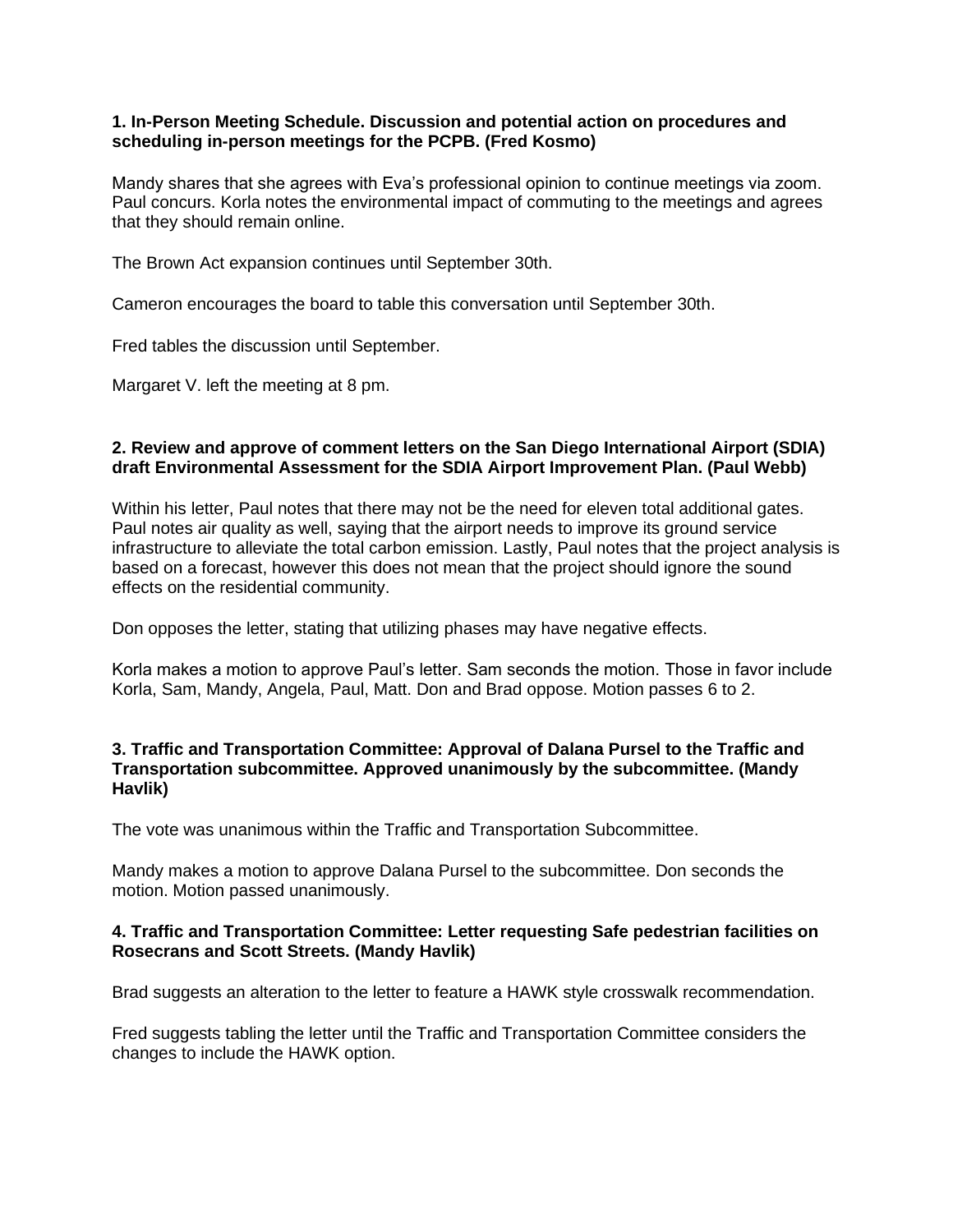**1. In-Person Meeting Schedule. Discussion and potential action on procedures and scheduling in-person meetings for the PCPB. (Fred Kosmo)**

Mandy shares that she agrees with Eva's professional opinion to continue meetings via zoom. Paul concurs. Korla notes the environmental impact of commuting to the meetings and agrees that they should remain online.

The Brown Act expansion continues until September 30th.

Cameron encourages the board to table this conversation until September 30th.

Fred tables the discussion until September.

Margaret V. left the meeting at 8 pm.

**2. Review and approve of comment letters on the San Diego International Airport (SDIA) draft Environmental Assessment for the SDIA Airport Improvement Plan. (Paul Webb)**

Within his letter, Paul notes that there may not be the need for eleven total additional gates. Paul notes air quality as well, saying that the airport needs to improve its ground service infrastructure to alleviate the total carbon emission. Lastly, Paul notes that the project analysis is based on a forecast, however this does not mean that the project should ignore the sound effects on the residential community.

Don opposes the letter, stating that utilizing phases may have negative effects.

Korla makes a motion to approve Paul's letter. Sam seconds the motion. Those in favor include Korla, Sam, Mandy, Angela, Paul, Matt. Don and Brad oppose. Motion passes 6 to 2.

**3. Traffic and Transportation Committee: Approval of Dalana Pursel to the Traffic and Transportation subcommittee. Approved unanimously by the subcommittee. (Mandy Havlik)**

The vote was unanimous within the Traffic and Transportation Subcommittee.

Mandy makes a motion to approve Dalana Pursel to the subcommittee. Don seconds the motion. Motion passed unanimously.

**4. Traffic and Transportation Committee: Letter requesting Safe pedestrian facilities on Rosecrans and Scott Streets. (Mandy Havlik)**

Brad suggests an alteration to the letter to feature a HAWK style crosswalk recommendation.

Fred suggests tabling the letter until the Traffic and Transportation Committee considers the changes to include the HAWK option.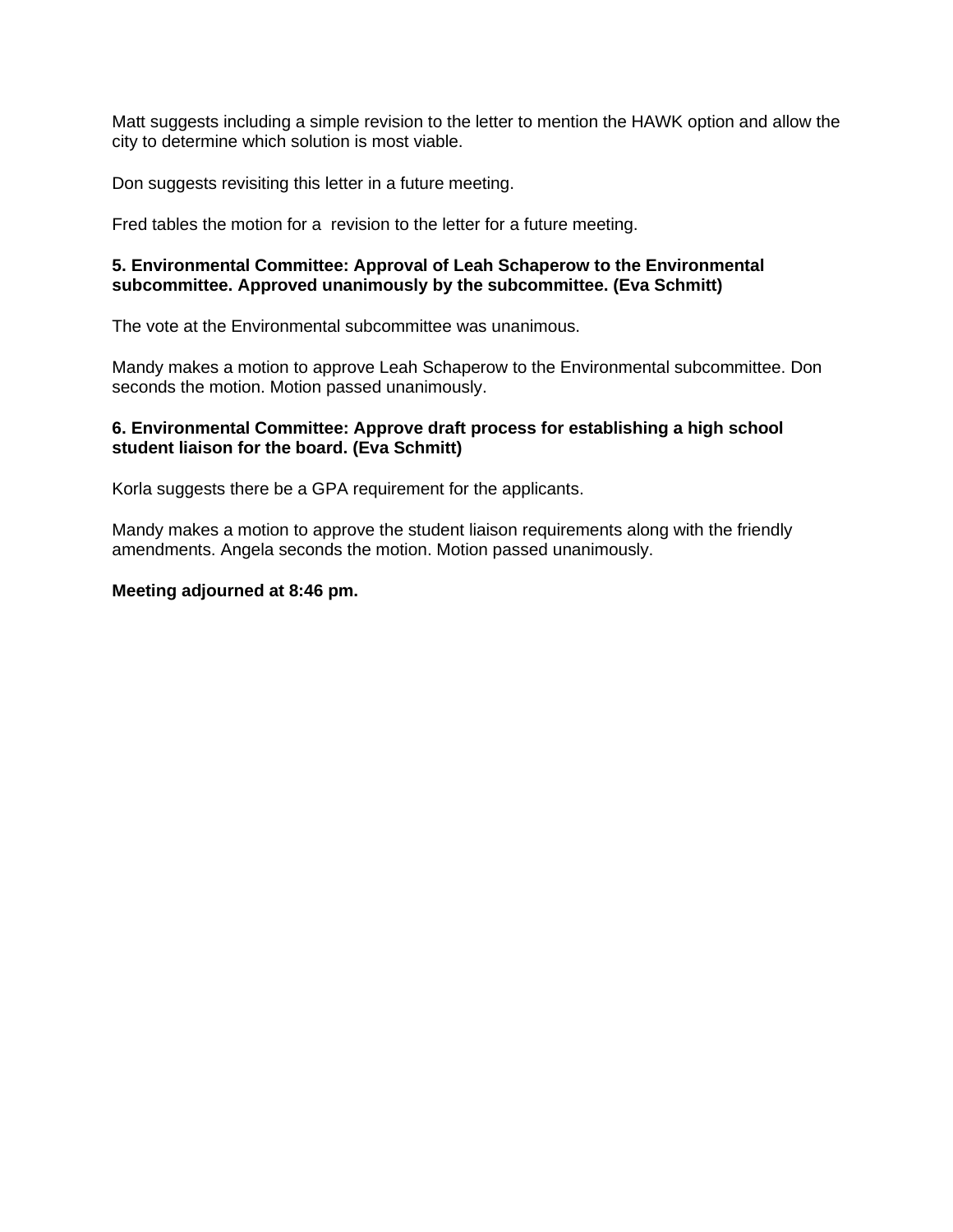Matt suggests including a simple revision to the letter to mention the HAWK option and allow the city to determine which solution is most viable.

Don suggests revisiting this letter in a future meeting.

Fred tables the motion for a revision to the letter for a future meeting.

**5. Environmental Committee: Approval of Leah Schaperow to the Environmental subcommittee. Approved unanimously by the subcommittee. (Eva Schmitt)**

The vote at the Environmental subcommittee was unanimous.

Mandy makes a motion to approve Leah Schaperow to the Environmental subcommittee. Don seconds the motion. Motion passed unanimously.

**6. Environmental Committee: Approve draft process for establishing a high school student liaison for the board. (Eva Schmitt)**

Korla suggests there be a GPA requirement for the applicants.

Mandy makes a motion to approve the student liaison requirements along with the friendly amendments. Angela seconds the motion. Motion passed unanimously.

**Meeting adjourned at 8:46 pm.**